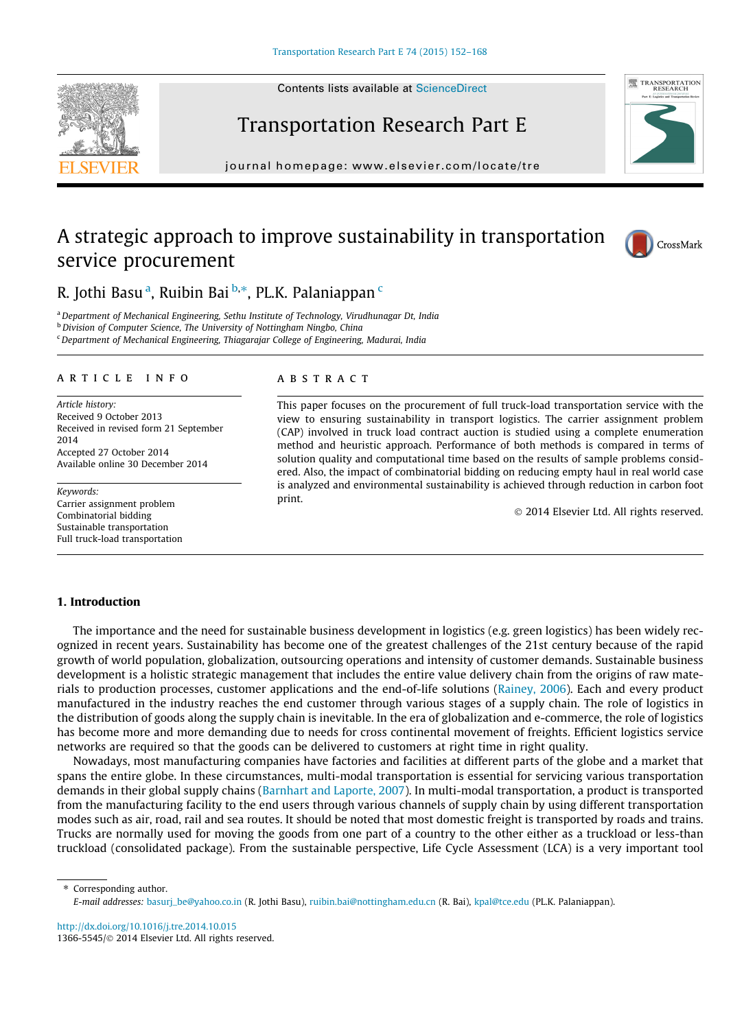# A strategic approach to improve sustainability in transportation service procurement

R. Jothi Basu [a], Ruibin Bai [b,*], PL.K. Palaniappan [c]

[a] Department of Mechanical Engineering, Sethu Institute of Technology, Virudhunagar Dt, India
[b] Division of Computer Science, The University of Nottingham Ningbo, China
[c] Department of Mechanical Engineering, Thiagarajar College of Engineering, Madurai, India

## ARTICLE INFO

*Article history:*
Received 9 October 2013
Received in revised form 21 September 2014
Accepted 27 October 2014
Available online 30 December 2014

*Keywords:*
Carrier assignment problem
Combinatorial bidding
Sustainable transportation
Full truck-load transportation

## ABSTRACT

This paper focuses on the procurement of full truck-load transportation service with the view to ensuring sustainability in transport logistics. The carrier assignment problem (CAP) involved in truck load contract auction is studied using a complete enumeration method and heuristic approach. Performance of both methods is compared in terms of solution quality and computational time based on the results of sample problems considered. Also, the impact of combinatorial bidding on reducing empty haul in real world case is analyzed and environmental sustainability is achieved through reduction in carbon foot print.

© 2014 Elsevier Ltd. All rights reserved.

## 1. Introduction

The importance and the need for sustainable business development in logistics (e.g. green logistics) has been widely recognized in recent years. Sustainability has become one of the greatest challenges of the 21st century because of the rapid growth of world population, globalization, outsourcing operations and intensity of customer demands. Sustainable business development is a holistic strategic management that includes the entire value delivery chain from the origins of raw materials to production processes, customer applications and the end-of-life solutions (Rainey, 2006). Each and every product manufactured in the industry reaches the end customer through various stages of a supply chain. The role of logistics in the distribution of goods along the supply chain is inevitable. In the era of globalization and e-commerce, the role of logistics has become more and more demanding due to needs for cross continental movement of freights. Efficient logistics service networks are required so that the goods can be delivered to customers at right time in right quality.

Nowadays, most manufacturing companies have factories and facilities at different parts of the globe and a market that spans the entire globe. In these circumstances, multi-modal transportation is essential for servicing various transportation demands in their global supply chains (Barnhart and Laporte, 2007). In multi-modal transportation, a product is transported from the manufacturing facility to the end users through various channels of supply chain by using different transportation modes such as air, road, rail and sea routes. It should be noted that most domestic freight is transported by roads and trains. Trucks are normally used for moving the goods from one part of a country to the other either as a truckload or less-than truckload (consolidated package). From the sustainable perspective, Life Cycle Assessment (LCA) is a very important tool

---

* Corresponding author.
*E-mail addresses:* basurj_be@yahoo.co.in (R. Jothi Basu), ruibin.bai@nottingham.edu.cn (R. Bai), kpal@tce.edu (PL.K. Palaniappan).

http://dx.doi.org/10.1016/j.tre.2014.10.015
1366-5545/© 2014 Elsevier Ltd. All rights reserved.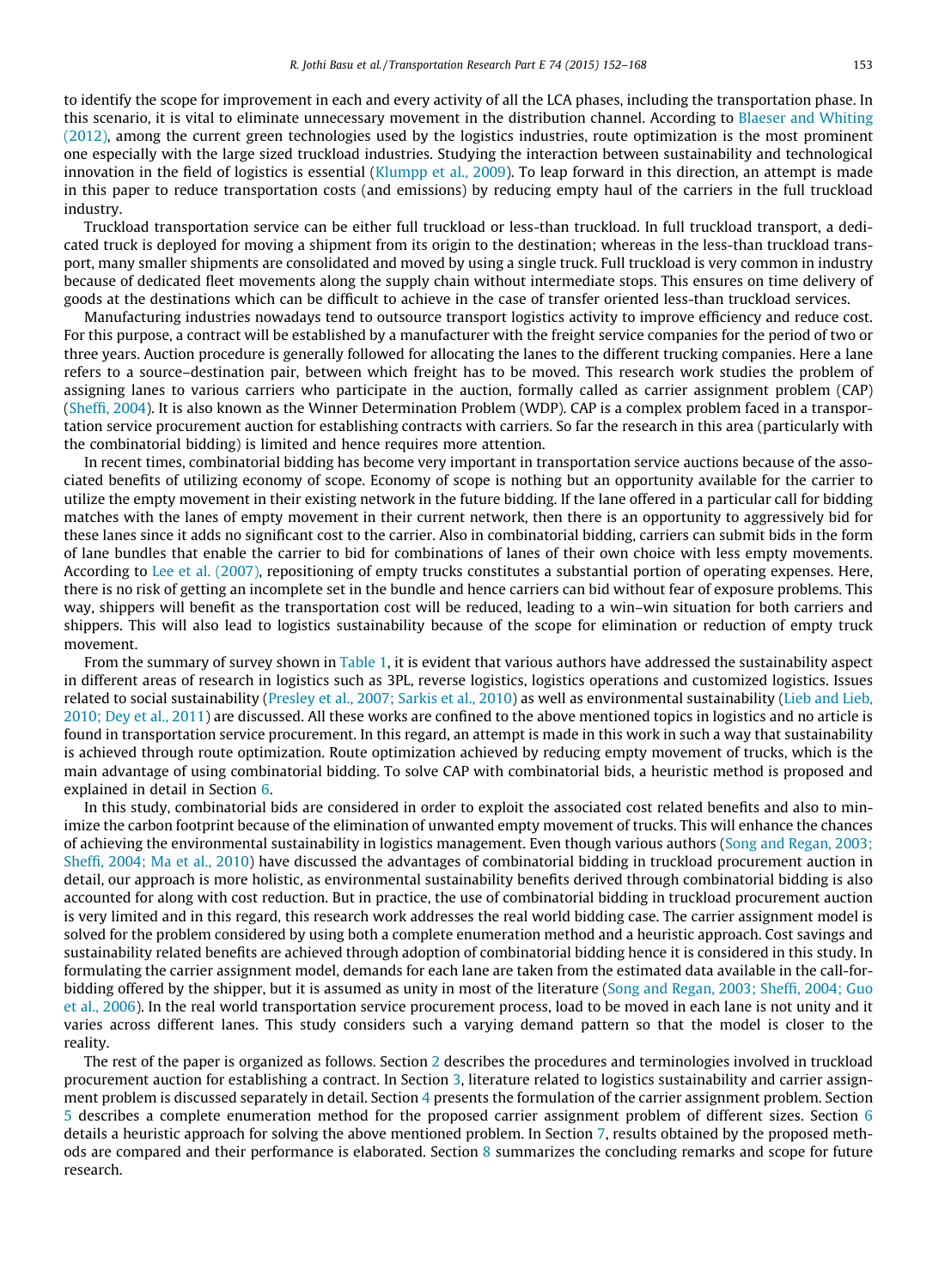to identify the scope for improvement in each and every activity of all the LCA phases, including the transportation phase. In this scenario, it is vital to eliminate unnecessary movement in the distribution channel. According to Blaeser and Whiting (2012), among the current green technologies used by the logistics industries, route optimization is the most prominent one especially with the large sized truckload industries. Studying the interaction between sustainability and technological innovation in the field of logistics is essential (Klumpp et al., 2009). To leap forward in this direction, an attempt is made in this paper to reduce transportation costs (and emissions) by reducing empty haul of the carriers in the full truckload industry.

Truckload transportation service can be either full truckload or less-than truckload. In full truckload transport, a dedicated truck is deployed for moving a shipment from its origin to the destination; whereas in the less-than truckload transport, many smaller shipments are consolidated and moved by using a single truck. Full truckload is very common in industry because of dedicated fleet movements along the supply chain without intermediate stops. This ensures on time delivery of goods at the destinations which can be difficult to achieve in the case of transfer oriented less-than truckload services.

Manufacturing industries nowadays tend to outsource transport logistics activity to improve efficiency and reduce cost. For this purpose, a contract will be established by a manufacturer with the freight service companies for the period of two or three years. Auction procedure is generally followed for allocating the lanes to the different trucking companies. Here a lane refers to a source–destination pair, between which freight has to be moved. This research work studies the problem of assigning lanes to various carriers who participate in the auction, formally called as carrier assignment problem (CAP) (Sheffi, 2004). It is also known as the Winner Determination Problem (WDP). CAP is a complex problem faced in a transportation service procurement auction for establishing contracts with carriers. So far the research in this area (particularly with the combinatorial bidding) is limited and hence requires more attention.

In recent times, combinatorial bidding has become very important in transportation service auctions because of the associated benefits of utilizing economy of scope. Economy of scope is nothing but an opportunity available for the carrier to utilize the empty movement in their existing network in the future bidding. If the lane offered in a particular call for bidding matches with the lanes of empty movement in their current network, then there is an opportunity to aggressively bid for these lanes since it adds no significant cost to the carrier. Also in combinatorial bidding, carriers can submit bids in the form of lane bundles that enable the carrier to bid for combinations of lanes of their own choice with less empty movements. According to Lee et al. (2007), repositioning of empty trucks constitutes a substantial portion of operating expenses. Here, there is no risk of getting an incomplete set in the bundle and hence carriers can bid without fear of exposure problems. This way, shippers will benefit as the transportation cost will be reduced, leading to a win–win situation for both carriers and shippers. This will also lead to logistics sustainability because of the scope for elimination or reduction of empty truck movement.

From the summary of survey shown in Table 1, it is evident that various authors have addressed the sustainability aspect in different areas of research in logistics such as 3PL, reverse logistics, logistics operations and customized logistics. Issues related to social sustainability (Presley et al., 2007; Sarkis et al., 2010) as well as environmental sustainability (Lieb and Lieb, 2010; Dey et al., 2011) are discussed. All these works are confined to the above mentioned topics in logistics and no article is found in transportation service procurement. In this regard, an attempt is made in this work in such a way that sustainability is achieved through route optimization. Route optimization achieved by reducing empty movement of trucks, which is the main advantage of using combinatorial bidding. To solve CAP with combinatorial bids, a heuristic method is proposed and explained in detail in Section 6.

In this study, combinatorial bids are considered in order to exploit the associated cost related benefits and also to minimize the carbon footprint because of the elimination of unwanted empty movement of trucks. This will enhance the chances of achieving the environmental sustainability in logistics management. Even though various authors (Song and Regan, 2003; Sheffi, 2004; Ma et al., 2010) have discussed the advantages of combinatorial bidding in truckload procurement auction in detail, our approach is more holistic, as environmental sustainability benefits derived through combinatorial bidding is also accounted for along with cost reduction. But in practice, the use of combinatorial bidding in truckload procurement auction is very limited and in this regard, this research work addresses the real world bidding case. The carrier assignment model is solved for the problem considered by using both a complete enumeration method and a heuristic approach. Cost savings and sustainability related benefits are achieved through adoption of combinatorial bidding hence it is considered in this study. In formulating the carrier assignment model, demands for each lane are taken from the estimated data available in the call-for-bidding offered by the shipper, but it is assumed as unity in most of the literature (Song and Regan, 2003; Sheffi, 2004; Guo et al., 2006). In the real world transportation service procurement process, load to be moved in each lane is not unity and it varies across different lanes. This study considers such a varying demand pattern so that the model is closer to the reality.

The rest of the paper is organized as follows. Section 2 describes the procedures and terminologies involved in truckload procurement auction for establishing a contract. In Section 3, literature related to logistics sustainability and carrier assignment problem is discussed separately in detail. Section 4 presents the formulation of the carrier assignment problem. Section 5 describes a complete enumeration method for the proposed carrier assignment problem of different sizes. Section 6 details a heuristic approach for solving the above mentioned problem. In Section 7, results obtained by the proposed methods are compared and their performance is elaborated. Section 8 summarizes the concluding remarks and scope for future research.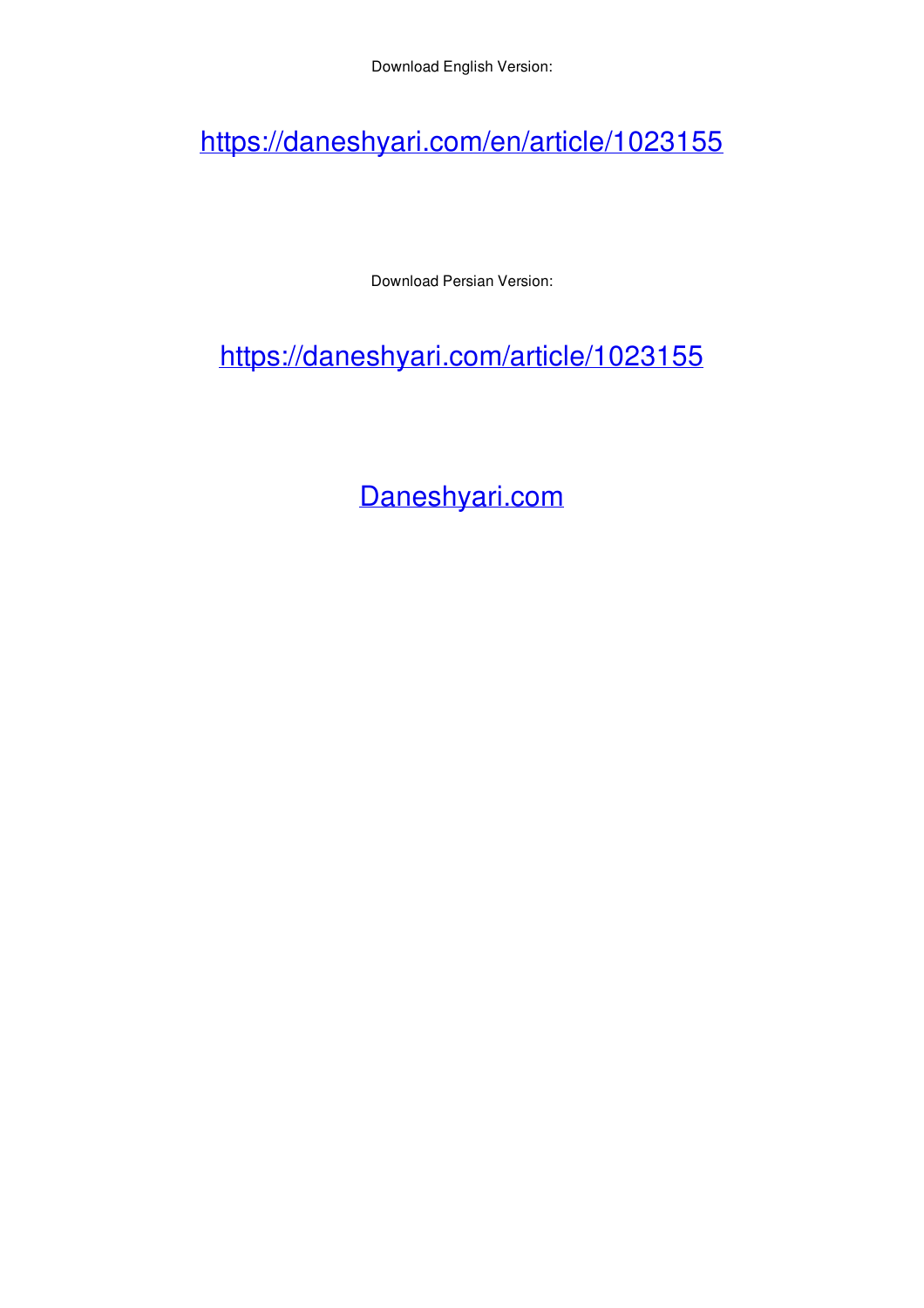Download English Version:

[https://daneshyari.com/en/article/1023155](https://daneshyari.com/en/article/1023155)

Download Persian Version:

[https://daneshyari.com/article/1023155](https://daneshyari.com/article/1023155)

[Daneshyari.com](https://daneshyari.com)